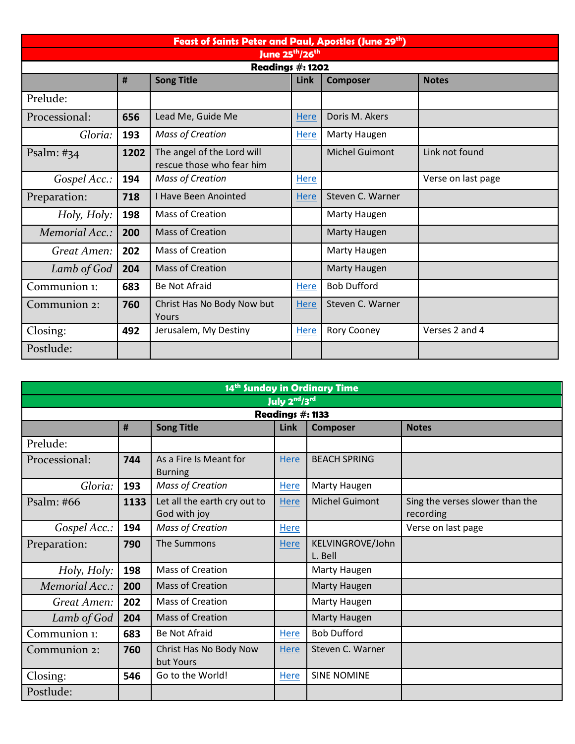## Feast of Saints Peter and Paul, Apostles (June 29th)

### June 25th/26th

**Readings #: 1202**

| | # | Song Title | Link | Composer | Notes |
|---|---|---|---|---|---|
| Prelude: | | | | | |
| Processional: | **656** | Lead Me, Guide Me | Here | Doris M. Akers | |
| *Gloria:* | **193** | *Mass of Creation* | Here | Marty Haugen | |
| Psalm: #34 | **1202** | The angel of the Lord will rescue those who fear him | | Michel Guimont | Link not found |
| *Gospel Acc.:* | **194** | *Mass of Creation* | Here | | Verse on last page |
| Preparation: | **718** | I Have Been Anointed | Here | Steven C. Warner | |
| *Holy, Holy:* | **198** | Mass of Creation | | Marty Haugen | |
| *Memorial Acc.:* | **200** | Mass of Creation | | Marty Haugen | |
| *Great Amen:* | **202** | Mass of Creation | | Marty Haugen | |
| *Lamb of God* | **204** | Mass of Creation | | Marty Haugen | |
| Communion 1: | **683** | Be Not Afraid | Here | Bob Dufford | |
| Communion 2: | **760** | Christ Has No Body Now but Yours | Here | Steven C. Warner | |
| Closing: | **492** | Jerusalem, My Destiny | Here | Rory Cooney | Verses 2 and 4 |
| Postlude: | | | | | |

## 14th Sunday in Ordinary Time

### July 2nd/3rd

**Readings #: 1133**

| | # | Song Title | Link | Composer | Notes |
|---|---|---|---|---|---|
| Prelude: | | | | | |
| Processional: | **744** | As a Fire Is Meant for Burning | Here | BEACH SPRING | |
| *Gloria:* | **193** | *Mass of Creation* | Here | Marty Haugen | |
| Psalm: #66 | **1133** | Let all the earth cry out to God with joy | Here | Michel Guimont | Sing the verses slower than the recording |
| *Gospel Acc.:* | **194** | *Mass of Creation* | Here | | Verse on last page |
| Preparation: | **790** | The Summons | Here | KELVINGROVE/John L. Bell | |
| *Holy, Holy:* | **198** | Mass of Creation | | Marty Haugen | |
| *Memorial Acc.:* | **200** | Mass of Creation | | Marty Haugen | |
| *Great Amen:* | **202** | Mass of Creation | | Marty Haugen | |
| *Lamb of God* | **204** | Mass of Creation | | Marty Haugen | |
| Communion 1: | **683** | Be Not Afraid | Here | Bob Dufford | |
| Communion 2: | **760** | Christ Has No Body Now but Yours | Here | Steven C. Warner | |
| Closing: | **546** | Go to the World! | Here | SINE NOMINE | |
| Postlude: | | | | | |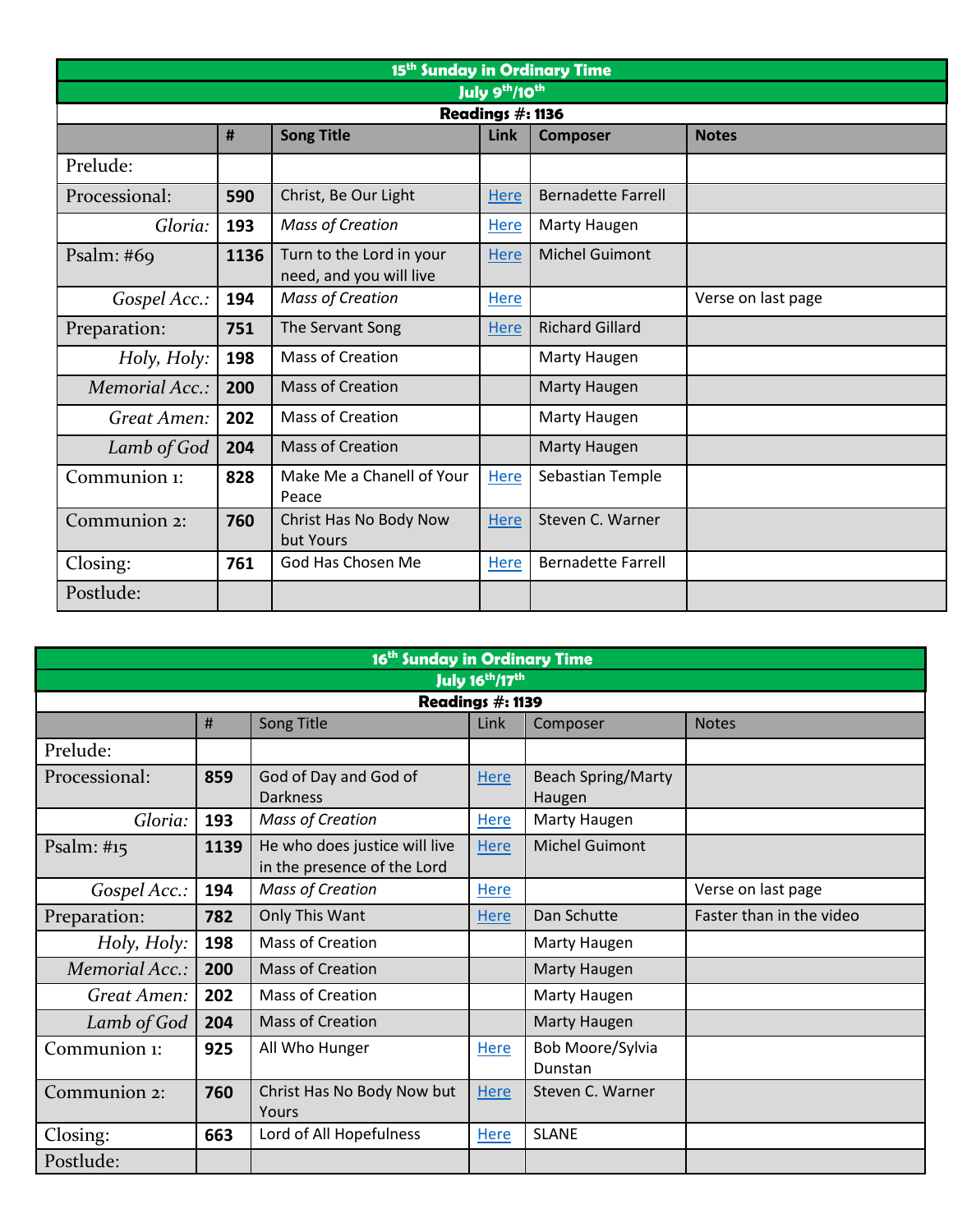| 15th Sunday in Ordinary Time | | | | | |
|---|---|---|---|---|---|
| July 9th/10th | | | | | |
| Readings #: 1136 | | | | | |
| | **#** | **Song Title** | **Link** | **Composer** | **Notes** |
| Prelude: | | | | | |
| Processional: | **590** | Christ, Be Our Light | Here | Bernadette Farrell | |
| *Gloria:* | **193** | *Mass of Creation* | Here | Marty Haugen | |
| Psalm: #69 | **1136** | Turn to the Lord in your need, and you will live | Here | Michel Guimont | |
| *Gospel Acc.:* | **194** | *Mass of Creation* | Here | | Verse on last page |
| Preparation: | **751** | The Servant Song | Here | Richard Gillard | |
| *Holy, Holy:* | **198** | Mass of Creation | | Marty Haugen | |
| *Memorial Acc.:* | **200** | Mass of Creation | | Marty Haugen | |
| *Great Amen:* | **202** | Mass of Creation | | Marty Haugen | |
| *Lamb of God* | **204** | Mass of Creation | | Marty Haugen | |
| Communion 1: | **828** | Make Me a Chanell of Your Peace | Here | Sebastian Temple | |
| Communion 2: | **760** | Christ Has No Body Now but Yours | Here | Steven C. Warner | |
| Closing: | **761** | God Has Chosen Me | Here | Bernadette Farrell | |
| Postlude: | | | | | |

| 16th Sunday in Ordinary Time | | | | | |
|---|---|---|---|---|---|
| July 16th/17th | | | | | |
| Readings #: 1139 | | | | | |
| | # | Song Title | Link | Composer | Notes |
| Prelude: | | | | | |
| Processional: | **859** | God of Day and God of Darkness | Here | Beach Spring/Marty Haugen | |
| *Gloria:* | **193** | *Mass of Creation* | Here | Marty Haugen | |
| Psalm: #15 | **1139** | He who does justice will live in the presence of the Lord | Here | Michel Guimont | |
| *Gospel Acc.:* | **194** | *Mass of Creation* | Here | | Verse on last page |
| Preparation: | **782** | Only This Want | Here | Dan Schutte | Faster than in the video |
| *Holy, Holy:* | **198** | Mass of Creation | | Marty Haugen | |
| *Memorial Acc.:* | **200** | Mass of Creation | | Marty Haugen | |
| *Great Amen:* | **202** | Mass of Creation | | Marty Haugen | |
| *Lamb of God* | **204** | Mass of Creation | | Marty Haugen | |
| Communion 1: | **925** | All Who Hunger | Here | Bob Moore/Sylvia Dunstan | |
| Communion 2: | **760** | Christ Has No Body Now but Yours | Here | Steven C. Warner | |
| Closing: | **663** | Lord of All Hopefulness | Here | SLANE | |
| Postlude: | | | | | |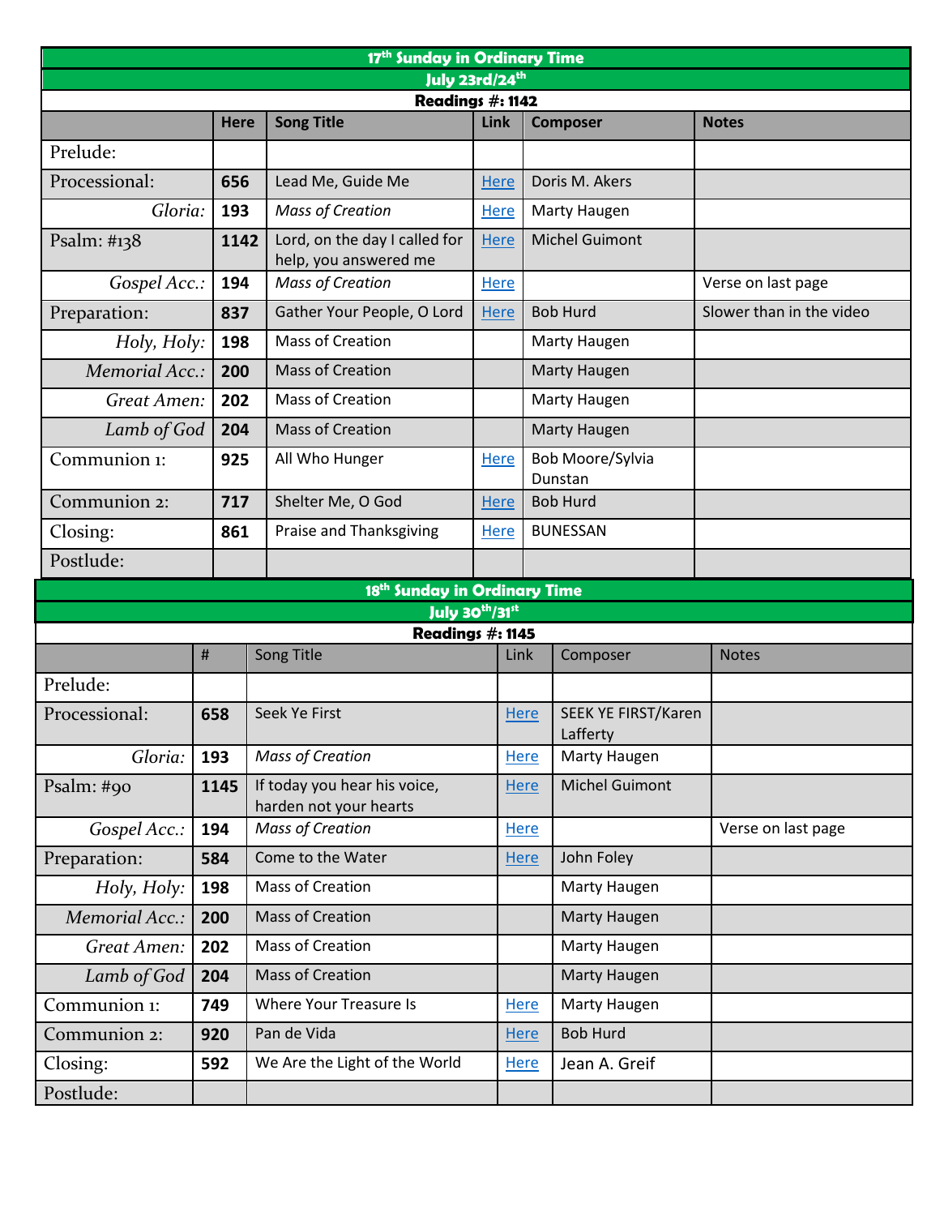## 17th Sunday in Ordinary Time

## July 23rd/24th

**Readings #: 1142**

| | Here | Song Title | Link | Composer | Notes |
|---|---|---|---|---|---|
| Prelude: | | | | | |
| Processional: | **656** | Lead Me, Guide Me | Here | Doris M. Akers | |
| *Gloria:* | **193** | *Mass of Creation* | Here | Marty Haugen | |
| Psalm: #138 | **1142** | Lord, on the day I called for help, you answered me | Here | Michel Guimont | |
| *Gospel Acc.:* | **194** | *Mass of Creation* | Here | | Verse on last page |
| Preparation: | **837** | Gather Your People, O Lord | Here | Bob Hurd | Slower than in the video |
| *Holy, Holy:* | **198** | Mass of Creation | | Marty Haugen | |
| *Memorial Acc.:* | **200** | Mass of Creation | | Marty Haugen | |
| *Great Amen:* | **202** | Mass of Creation | | Marty Haugen | |
| *Lamb of God* | **204** | Mass of Creation | | Marty Haugen | |
| Communion 1: | **925** | All Who Hunger | Here | Bob Moore/Sylvia Dunstan | |
| Communion 2: | **717** | Shelter Me, O God | Here | Bob Hurd | |
| Closing: | **861** | Praise and Thanksgiving | Here | BUNESSAN | |
| Postlude: | | | | | |

## 18th Sunday in Ordinary Time

## July 30th/31st

**Readings #: 1145**

| | # | Song Title | Link | Composer | Notes |
|---|---|---|---|---|---|
| Prelude: | | | | | |
| Processional: | **658** | Seek Ye First | Here | SEEK YE FIRST/Karen Lafferty | |
| *Gloria:* | **193** | *Mass of Creation* | Here | Marty Haugen | |
| Psalm: #90 | **1145** | If today you hear his voice, harden not your hearts | Here | Michel Guimont | |
| *Gospel Acc.:* | **194** | *Mass of Creation* | Here | | Verse on last page |
| Preparation: | **584** | Come to the Water | Here | John Foley | |
| *Holy, Holy:* | **198** | Mass of Creation | | Marty Haugen | |
| *Memorial Acc.:* | **200** | Mass of Creation | | Marty Haugen | |
| *Great Amen:* | **202** | Mass of Creation | | Marty Haugen | |
| *Lamb of God* | **204** | Mass of Creation | | Marty Haugen | |
| Communion 1: | **749** | Where Your Treasure Is | Here | Marty Haugen | |
| Communion 2: | **920** | Pan de Vida | Here | Bob Hurd | |
| Closing: | **592** | We Are the Light of the World | Here | Jean A. Greif | |
| Postlude: | | | | | |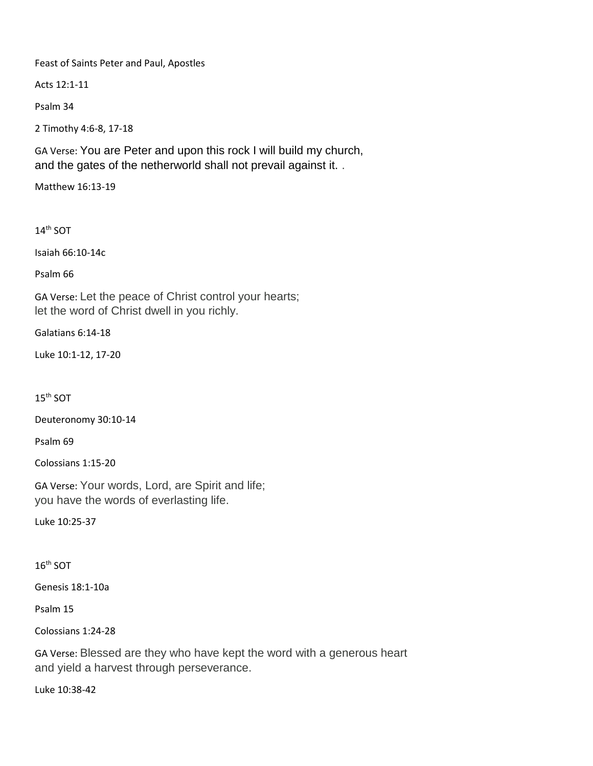Feast of Saints Peter and Paul, Apostles

Acts 12:1-11

Psalm 34

2 Timothy 4:6-8, 17-18

GA Verse: You are Peter and upon this rock I will build my church,
and the gates of the netherworld shall not prevail against it. .

Matthew 16:13-19

14th SOT

Isaiah 66:10-14c

Psalm 66

GA Verse: Let the peace of Christ control your hearts;
let the word of Christ dwell in you richly.

Galatians 6:14-18

Luke 10:1-12, 17-20

15th SOT

Deuteronomy 30:10-14

Psalm 69

Colossians 1:15-20

GA Verse: Your words, Lord, are Spirit and life;
you have the words of everlasting life.

Luke 10:25-37

16th SOT

Genesis 18:1-10a

Psalm 15

Colossians 1:24-28

GA Verse: Blessed are they who have kept the word with a generous heart
and yield a harvest through perseverance.

Luke 10:38-42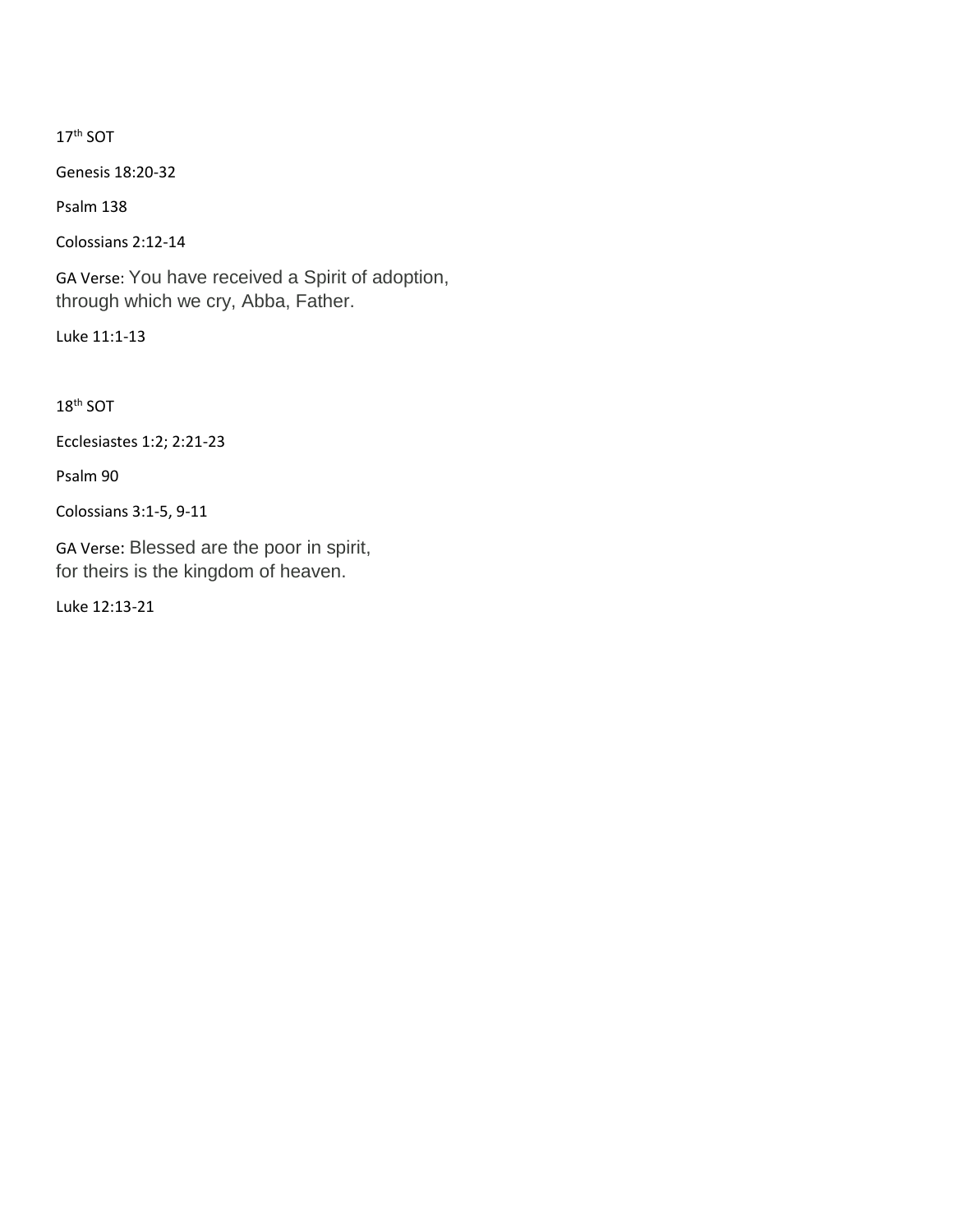17th SOT

Genesis 18:20-32

Psalm 138

Colossians 2:12-14

GA Verse: You have received a Spirit of adoption,
through which we cry, Abba, Father.

Luke 11:1-13

18th SOT

Ecclesiastes 1:2; 2:21-23

Psalm 90

Colossians 3:1-5, 9-11

GA Verse: Blessed are the poor in spirit,
for theirs is the kingdom of heaven.

Luke 12:13-21